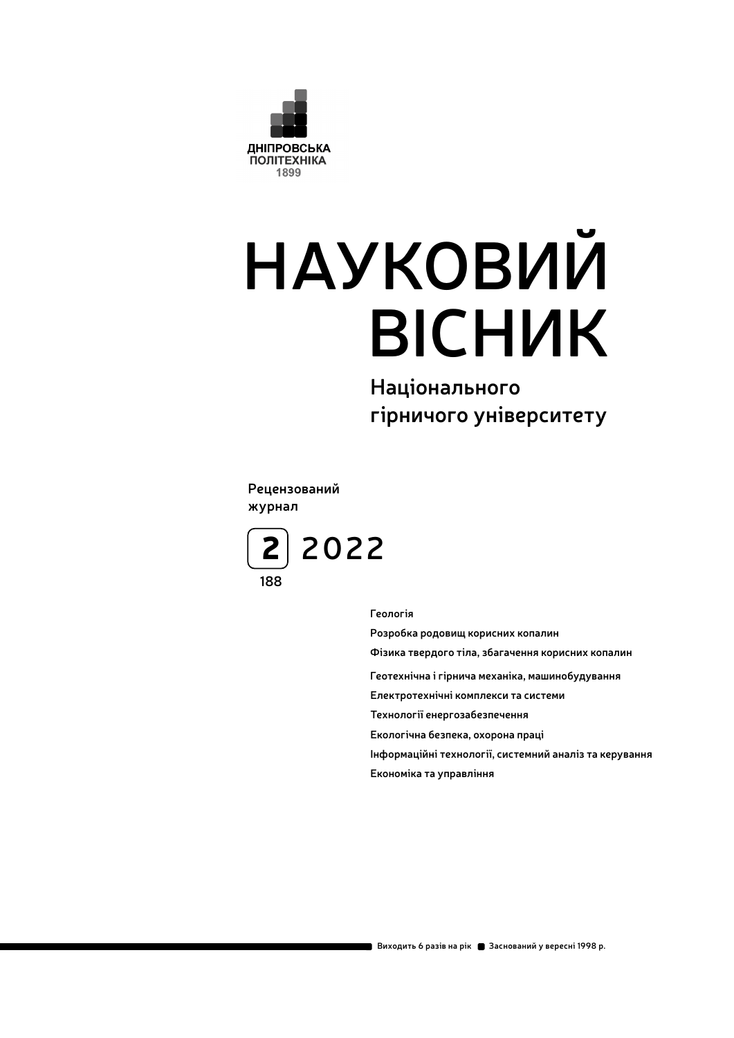ДНІПРОВСЬКА
ПОЛІТЕХНІКА
1899

# НАУКОВИЙ ВІСНИК

## Національного гірничого університету

Рецензований журнал

**2** 2022

188

Геологія

Розробка родовищ корисних копалин

Фізика твердого тіла, збагачення корисних копалин

Геотехнічна і гірнича механіка, машинобудування

Електротехнічні комплекси та системи

Технології енергозабезпечення

Екологічна безпека, охорона праці

Інформаційні технології, системний аналіз та керування

Економіка та управління

Виходить 6 разів на рік ■ Заснований у вересні 1998 р.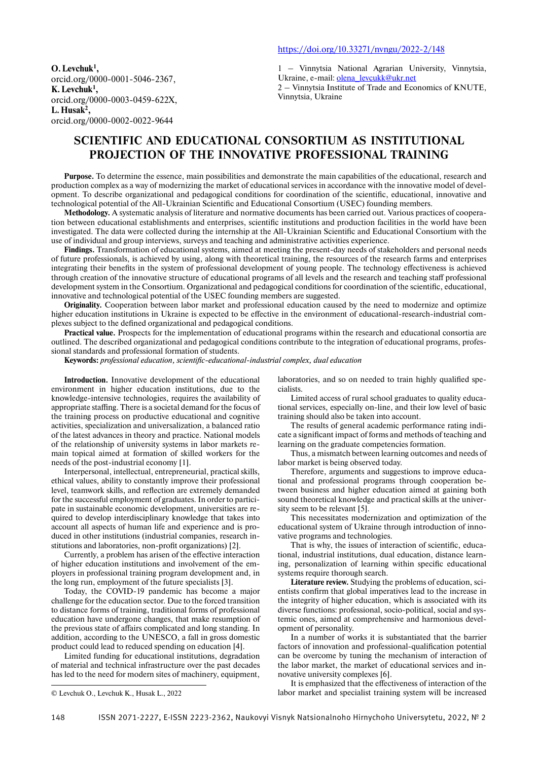https://doi.org/10.33271/nvngu/2022-2/148

**O. Levchuk**[1],
orcid.org/0000-0001-5046-2367,
**K. Levchuk**[1],
orcid.org/0000-0003-0459-622X,
**L. Husak**[2],
orcid.org/0000-0002-0022-9644

1 – Vinnytsia National Agrarian University, Vinnytsia, Ukraine, e-mail: olena_levcukk@ukr.net
2 – Vinnytsia Institute of Trade and Economics of KNUTE, Vinnytsia, Ukraine

# SCIENTIFIC AND EDUCATIONAL CONSORTIUM AS INSTITUTIONAL PROJECTION OF THE INNOVATIVE PROFESSIONAL TRAINING

**Purpose.** To determine the essence, main possibilities and demonstrate the main capabilities of the educational, research and production complex as a way of modernizing the market of educational services in accordance with the innovative model of development. To describe organizational and pedagogical conditions for coordination of the scientific, educational, innovative and technological potential of the All-Ukrainian Scientific and Educational Consortium (USEC) founding members.

**Methodology.** A systematic analysis of literature and normative documents has been carried out. Various practices of cooperation between educational establishments and enterprises, scientific institutions and production facilities in the world have been investigated. The data were collected during the internship at the All-Ukrainian Scientific and Educational Consortium with the use of individual and group interviews, surveys and teaching and administrative activities experience.

**Findings.** Transformation of educational systems, aimed at meeting the present-day needs of stakeholders and personal needs of future professionals, is achieved by using, along with theoretical training, the resources of the research farms and enterprises integrating their benefits in the system of professional development of young people. The technology effectiveness is achieved through creation of the innovative structure of educational programs of all levels and the research and teaching staff professional development system in the Consortium. Organizational and pedagogical conditions for coordination of the scientific, educational, innovative and technological potential of the USEC founding members are suggested.

**Originality.** Cooperation between labor market and professional education caused by the need to modernize and optimize higher education institutions in Ukraine is expected to be effective in the environment of educational-research-industrial complexes subject to the defined organizational and pedagogical conditions.

**Practical value.** Prospects for the implementation of educational programs within the research and educational consortia are outlined. The described organizational and pedagogical conditions contribute to the integration of educational programs, professional standards and professional formation of students.

**Keywords:** *professional education, scientific-educational-industrial complex, dual education*

**Introduction.** Innovative development of the educational environment in higher education institutions, due to the knowledge-intensive technologies, requires the availability of appropriate staffing. There is a societal demand for the focus of the training process on productive educational and cognitive activities, specialization and universalization, a balanced ratio of the latest advances in theory and practice. National models of the relationship of university systems in labor markets remain topical aimed at formation of skilled workers for the needs of the post-industrial economy [1].

Interpersonal, intellectual, entrepreneurial, practical skills, ethical values, ability to constantly improve their professional level, teamwork skills, and reflection are extremely demanded for the successful employment of graduates. In order to participate in sustainable economic development, universities are required to develop interdisciplinary knowledge that takes into account all aspects of human life and experience and is produced in other institutions (industrial companies, research institutions and laboratories, non-profit organizations) [2].

Currently, a problem has arisen of the effective interaction of higher education institutions and involvement of the employers in professional training program development and, in the long run, employment of the future specialists [3].

Today, the COVID-19 pandemic has become a major challenge for the education sector. Due to the forced transition to distance forms of training, traditional forms of professional education have undergone changes, that make resumption of the previous state of affairs complicated and long standing. In addition, according to the UNESCO, a fall in gross domestic product could lead to reduced spending on education [4].

Limited funding for educational institutions, degradation of material and technical infrastructure over the past decades has led to the need for modern sites of machinery, equipment, laboratories, and so on needed to train highly qualified specialists.

Limited access of rural school graduates to quality educational services, especially on-line, and their low level of basic training should also be taken into account.

The results of general academic performance rating indicate a significant impact of forms and methods of teaching and learning on the graduate competencies formation.

Thus, a mismatch between learning outcomes and needs of labor market is being observed today.

Therefore, arguments and suggestions to improve educational and professional programs through cooperation between business and higher education aimed at gaining both sound theoretical knowledge and practical skills at the university seem to be relevant [5].

This necessitates modernization and optimization of the educational system of Ukraine through introduction of innovative programs and technologies.

That is why, the issues of interaction of scientific, educational, industrial institutions, dual education, distance learning, personalization of learning within specific educational systems require thorough search.

**Literature review.** Studying the problems of education, scientists confirm that global imperatives lead to the increase in the integrity of higher education, which is associated with its diverse functions: professional, socio-political, social and systemic ones, aimed at comprehensive and harmonious development of personality.

In a number of works it is substantiated that the barrier factors of innovation and professional-qualification potential can be overcome by tuning the mechanism of interaction of the labor market, the market of educational services and innovative university complexes [6].

It is emphasized that the effectiveness of interaction of the labor market and specialist training system will be increased

© Levchuk O., Levchuk K., Husak L., 2022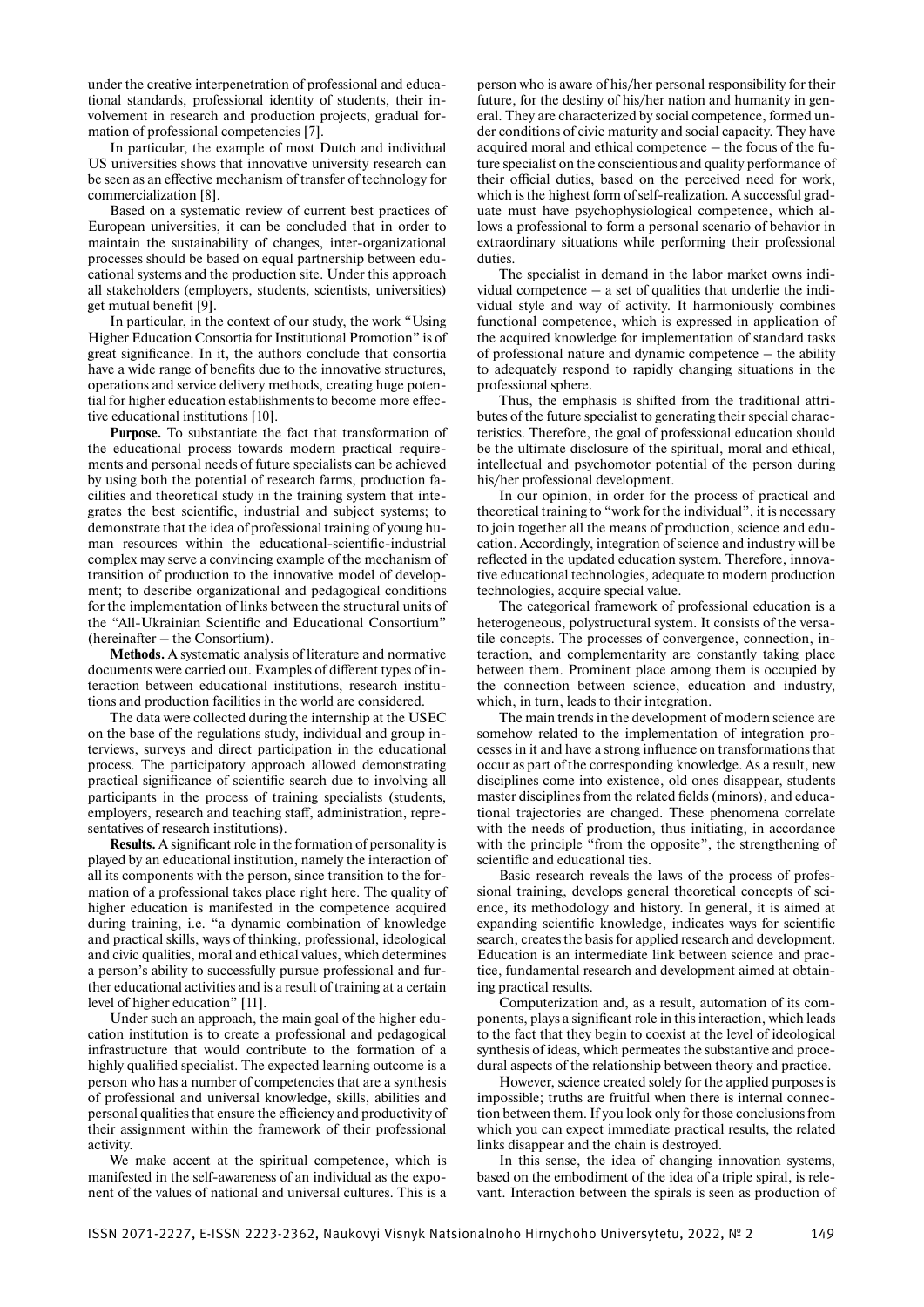under the creative interpenetration of professional and educational standards, professional identity of students, their involvement in research and production projects, gradual formation of professional competencies [7].

In particular, the example of most Dutch and individual US universities shows that innovative university research can be seen as an effective mechanism of transfer of technology for commercialization [8].

Based on a systematic review of current best practices of European universities, it can be concluded that in order to maintain the sustainability of changes, inter-organizational processes should be based on equal partnership between educational systems and the production site. Under this approach all stakeholders (employers, students, scientists, universities) get mutual benefit [9].

In particular, in the context of our study, the work "Using Higher Education Consortia for Institutional Promotion" is of great significance. In it, the authors conclude that consortia have a wide range of benefits due to the innovative structures, operations and service delivery methods, creating huge potential for higher education establishments to become more effective educational institutions [10].

**Purpose.** To substantiate the fact that transformation of the educational process towards modern practical requirements and personal needs of future specialists can be achieved by using both the potential of research farms, production facilities and theoretical study in the training system that integrates the best scientific, industrial and subject systems; to demonstrate that the idea of professional training of young human resources within the educational-scientific-industrial complex may serve a convincing example of the mechanism of transition of production to the innovative model of development; to describe organizational and pedagogical conditions for the implementation of links between the structural units of the "All-Ukrainian Scientific and Educational Consortium" (hereinafter – the Consortium).

**Methods.** A systematic analysis of literature and normative documents were carried out. Examples of different types of interaction between educational institutions, research institutions and production facilities in the world are considered.

The data were collected during the internship at the USEC on the base of the regulations study, individual and group interviews, surveys and direct participation in the educational process. The participatory approach allowed demonstrating practical significance of scientific search due to involving all participants in the process of training specialists (students, employers, research and teaching staff, administration, representatives of research institutions).

**Results.** A significant role in the formation of personality is played by an educational institution, namely the interaction of all its components with the person, since transition to the formation of a professional takes place right here. The quality of higher education is manifested in the competence acquired during training, i.e. "a dynamic combination of knowledge and practical skills, ways of thinking, professional, ideological and civic qualities, moral and ethical values, which determines a person's ability to successfully pursue professional and further educational activities and is a result of training at a certain level of higher education" [11].

Under such an approach, the main goal of the higher education institution is to create a professional and pedagogical infrastructure that would contribute to the formation of a highly qualified specialist. The expected learning outcome is a person who has a number of competencies that are a synthesis of professional and universal knowledge, skills, abilities and personal qualities that ensure the efficiency and productivity of their assignment within the framework of their professional activity.

We make accent at the spiritual competence, which is manifested in the self-awareness of an individual as the exponent of the values of national and universal cultures. This is a person who is aware of his/her personal responsibility for their future, for the destiny of his/her nation and humanity in general. They are characterized by social competence, formed under conditions of civic maturity and social capacity. They have acquired moral and ethical competence – the focus of the future specialist on the conscientious and quality performance of their official duties, based on the perceived need for work, which is the highest form of self-realization. A successful graduate must have psychophysiological competence, which allows a professional to form a personal scenario of behavior in extraordinary situations while performing their professional duties.

The specialist in demand in the labor market owns individual competence – a set of qualities that underlie the individual style and way of activity. It harmoniously combines functional competence, which is expressed in application of the acquired knowledge for implementation of standard tasks of professional nature and dynamic competence – the ability to adequately respond to rapidly changing situations in the professional sphere.

Thus, the emphasis is shifted from the traditional attributes of the future specialist to generating their special characteristics. Therefore, the goal of professional education should be the ultimate disclosure of the spiritual, moral and ethical, intellectual and psychomotor potential of the person during his/her professional development.

In our opinion, in order for the process of practical and theoretical training to "work for the individual", it is necessary to join together all the means of production, science and education. Accordingly, integration of science and industry will be reflected in the updated education system. Therefore, innovative educational technologies, adequate to modern production technologies, acquire special value.

The categorical framework of professional education is a heterogeneous, polystructural system. It consists of the versatile concepts. The processes of convergence, connection, interaction, and complementarity are constantly taking place between them. Prominent place among them is occupied by the connection between science, education and industry, which, in turn, leads to their integration.

The main trends in the development of modern science are somehow related to the implementation of integration processes in it and have a strong influence on transformations that occur as part of the corresponding knowledge. As a result, new disciplines come into existence, old ones disappear, students master disciplines from the related fields (minors), and educational trajectories are changed. These phenomena correlate with the needs of production, thus initiating, in accordance with the principle "from the opposite", the strengthening of scientific and educational ties.

Basic research reveals the laws of the process of professional training, develops general theoretical concepts of science, its methodology and history. In general, it is aimed at expanding scientific knowledge, indicates ways for scientific search, creates the basis for applied research and development. Education is an intermediate link between science and practice, fundamental research and development aimed at obtaining practical results.

Computerization and, as a result, automation of its components, plays a significant role in this interaction, which leads to the fact that they begin to coexist at the level of ideological synthesis of ideas, which permeates the substantive and procedural aspects of the relationship between theory and practice.

However, science created solely for the applied purposes is impossible; truths are fruitful when there is internal connection between them. If you look only for those conclusions from which you can expect immediate practical results, the related links disappear and the chain is destroyed.

In this sense, the idea of changing innovation systems, based on the embodiment of the idea of a triple spiral, is relevant. Interaction between the spirals is seen as production of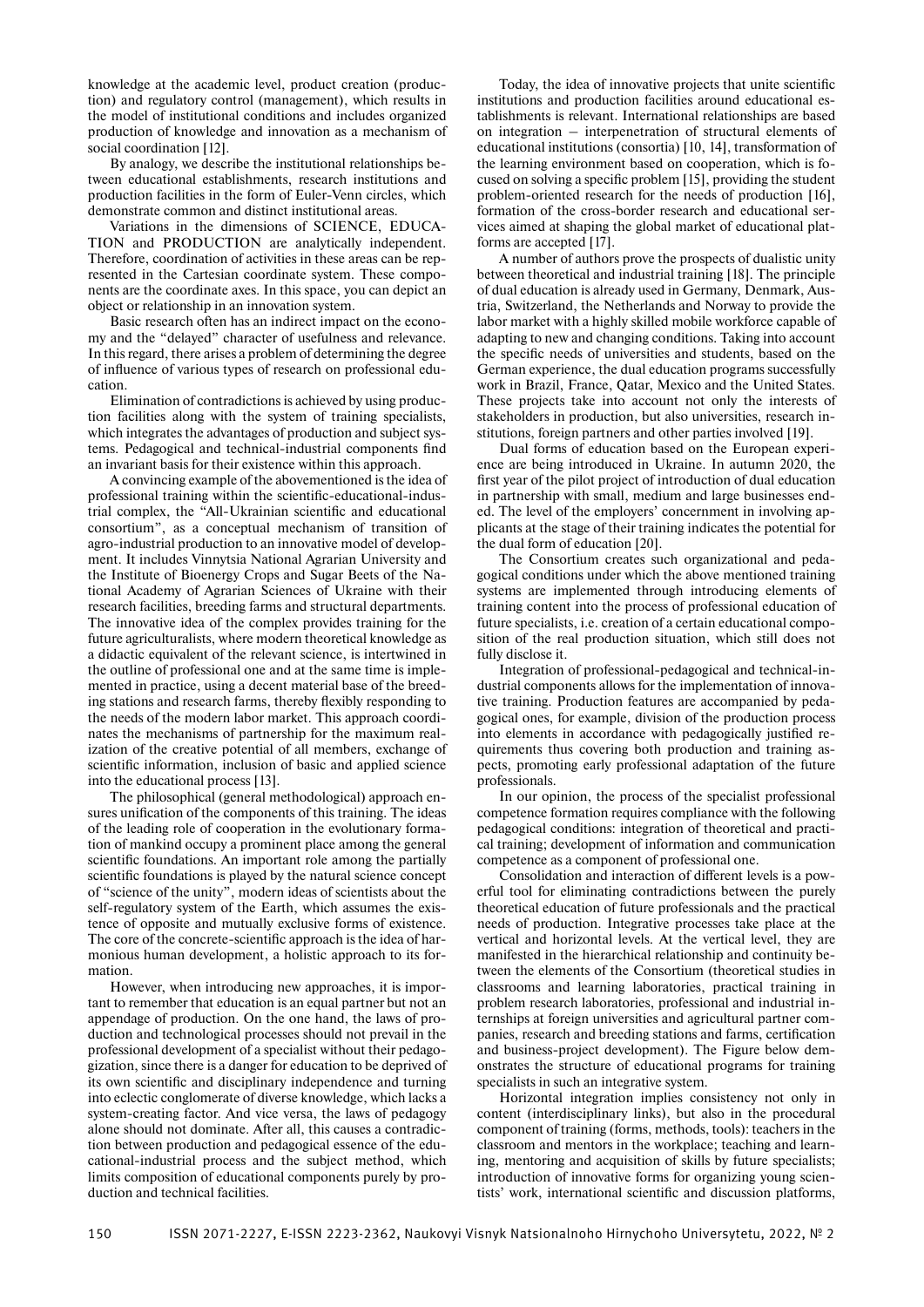knowledge at the academic level, product creation (production) and regulatory control (management), which results in the model of institutional conditions and includes organized production of knowledge and innovation as a mechanism of social coordination [12].

By analogy, we describe the institutional relationships between educational establishments, research institutions and production facilities in the form of Euler-Venn circles, which demonstrate common and distinct institutional areas.

Variations in the dimensions of SCIENCE, EDUCATION and PRODUCTION are analytically independent. Therefore, coordination of activities in these areas can be represented in the Cartesian coordinate system. These components are the coordinate axes. In this space, you can depict an object or relationship in an innovation system.

Basic research often has an indirect impact on the economy and the "delayed" character of usefulness and relevance. In this regard, there arises a problem of determining the degree of influence of various types of research on professional education.

Elimination of contradictions is achieved by using production facilities along with the system of training specialists, which integrates the advantages of production and subject systems. Pedagogical and technical-industrial components find an invariant basis for their existence within this approach.

A convincing example of the abovementioned is the idea of professional training within the scientific-educational-industrial complex, the "All-Ukrainian scientific and educational consortium", as a conceptual mechanism of transition of agro-industrial production to an innovative model of development. It includes Vinnytsia National Agrarian University and the Institute of Bioenergy Crops and Sugar Beets of the National Academy of Agrarian Sciences of Ukraine with their research facilities, breeding farms and structural departments. The innovative idea of the complex provides training for the future agriculturalists, where modern theoretical knowledge as a didactic equivalent of the relevant science, is intertwined in the outline of professional one and at the same time is implemented in practice, using a decent material base of the breeding stations and research farms, thereby flexibly responding to the needs of the modern labor market. This approach coordinates the mechanisms of partnership for the maximum realization of the creative potential of all members, exchange of scientific information, inclusion of basic and applied science into the educational process [13].

The philosophical (general methodological) approach ensures unification of the components of this training. The ideas of the leading role of cooperation in the evolutionary formation of mankind occupy a prominent place among the general scientific foundations. An important role among the partially scientific foundations is played by the natural science concept of "science of the unity", modern ideas of scientists about the self-regulatory system of the Earth, which assumes the existence of opposite and mutually exclusive forms of existence. The core of the concrete-scientific approach is the idea of harmonious human development, a holistic approach to its formation.

However, when introducing new approaches, it is important to remember that education is an equal partner but not an appendage of production. On the one hand, the laws of production and technological processes should not prevail in the professional development of a specialist without their pedagogization, since there is a danger for education to be deprived of its own scientific and disciplinary independence and turning into eclectic conglomerate of diverse knowledge, which lacks a system-creating factor. And vice versa, the laws of pedagogy alone should not dominate. After all, this causes a contradiction between production and pedagogical essence of the educational-industrial process and the subject method, which limits composition of educational components purely by production and technical facilities.

Today, the idea of innovative projects that unite scientific institutions and production facilities around educational establishments is relevant. International relationships are based on integration – interpenetration of structural elements of educational institutions (consortia) [10, 14], transformation of the learning environment based on cooperation, which is focused on solving a specific problem [15], providing the student problem-oriented research for the needs of production [16], formation of the cross-border research and educational services aimed at shaping the global market of educational platforms are accepted [17].

A number of authors prove the prospects of dualistic unity between theoretical and industrial training [18]. The principle of dual education is already used in Germany, Denmark, Austria, Switzerland, the Netherlands and Norway to provide the labor market with a highly skilled mobile workforce capable of adapting to new and changing conditions. Taking into account the specific needs of universities and students, based on the German experience, the dual education programs successfully work in Brazil, France, Qatar, Mexico and the United States. These projects take into account not only the interests of stakeholders in production, but also universities, research institutions, foreign partners and other parties involved [19].

Dual forms of education based on the European experience are being introduced in Ukraine. In autumn 2020, the first year of the pilot project of introduction of dual education in partnership with small, medium and large businesses ended. The level of the employers' concernment in involving applicants at the stage of their training indicates the potential for the dual form of education [20].

The Consortium creates such organizational and pedagogical conditions under which the above mentioned training systems are implemented through introducing elements of training content into the process of professional education of future specialists, i.e. creation of a certain educational composition of the real production situation, which still does not fully disclose it.

Integration of professional-pedagogical and technical-industrial components allows for the implementation of innovative training. Production features are accompanied by pedagogical ones, for example, division of the production process into elements in accordance with pedagogically justified requirements thus covering both production and training aspects, promoting early professional adaptation of the future professionals.

In our opinion, the process of the specialist professional competence formation requires compliance with the following pedagogical conditions: integration of theoretical and practical training; development of information and communication competence as a component of professional one.

Consolidation and interaction of different levels is a powerful tool for eliminating contradictions between the purely theoretical education of future professionals and the practical needs of production. Integrative processes take place at the vertical and horizontal levels. At the vertical level, they are manifested in the hierarchical relationship and continuity between the elements of the Consortium (theoretical studies in classrooms and learning laboratories, practical training in problem research laboratories, professional and industrial internships at foreign universities and agricultural partner companies, research and breeding stations and farms, certification and business-project development). The Figure below demonstrates the structure of educational programs for training specialists in such an integrative system.

Horizontal integration implies consistency not only in content (interdisciplinary links), but also in the procedural component of training (forms, methods, tools): teachers in the classroom and mentors in the workplace; teaching and learning, mentoring and acquisition of skills by future specialists; introduction of innovative forms for organizing young scientists' work, international scientific and discussion platforms,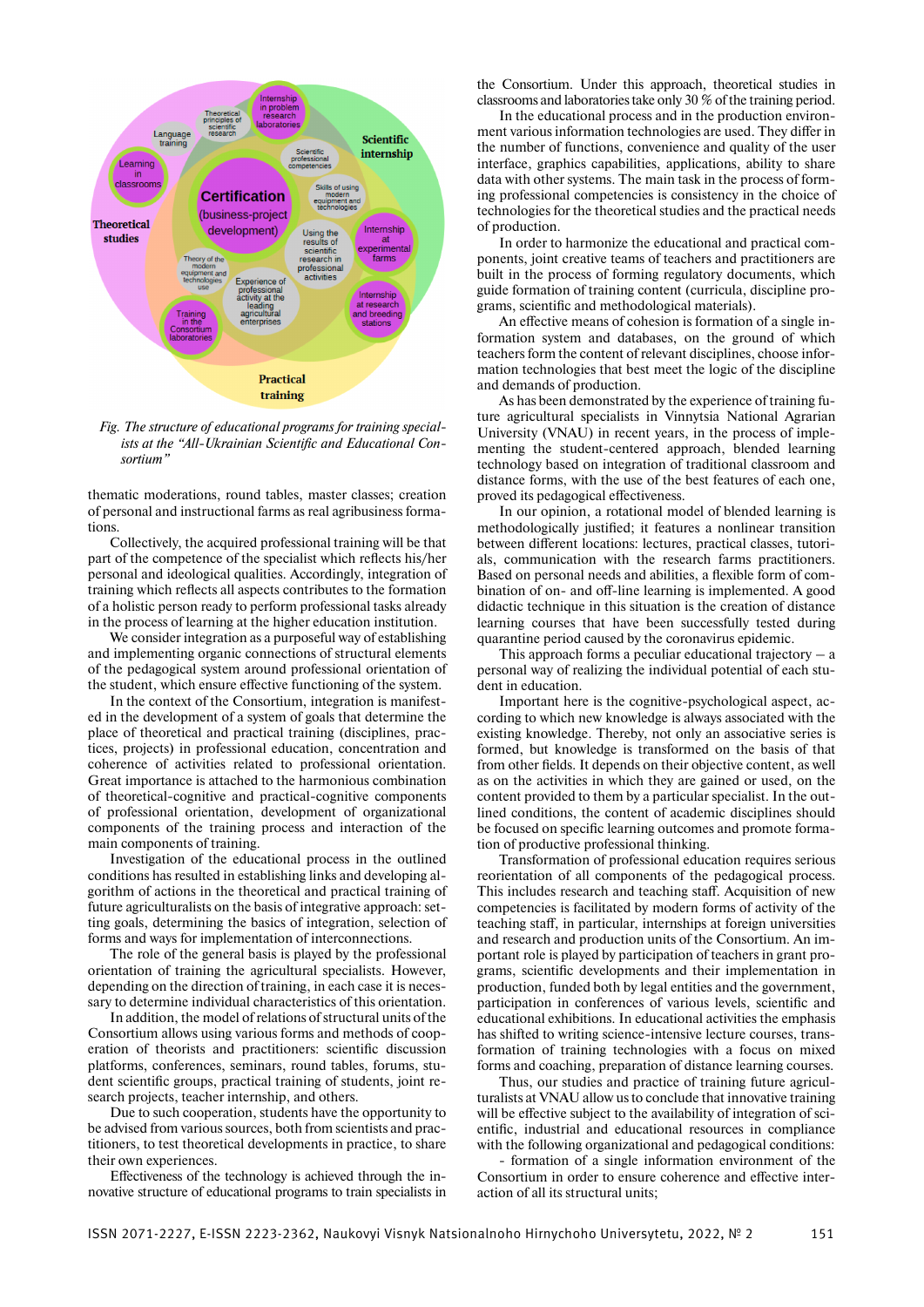*Fig. The structure of educational programs for training specialists at the "All-Ukrainian Scientific and Educational Consortium"*

thematic moderations, round tables, master classes; creation of personal and instructional farms as real agribusiness formations.

Collectively, the acquired professional training will be that part of the competence of the specialist which reflects his/her personal and ideological qualities. Accordingly, integration of training which reflects all aspects contributes to the formation of a holistic person ready to perform professional tasks already in the process of learning at the higher education institution.

We consider integration as a purposeful way of establishing and implementing organic connections of structural elements of the pedagogical system around professional orientation of the student, which ensure effective functioning of the system.

In the context of the Consortium, integration is manifested in the development of a system of goals that determine the place of theoretical and practical training (disciplines, practices, projects) in professional education, concentration and coherence of activities related to professional orientation. Great importance is attached to the harmonious combination of theoretical-cognitive and practical-cognitive components of professional orientation, development of organizational components of the training process and interaction of the main components of training.

Investigation of the educational process in the outlined conditions has resulted in establishing links and developing algorithm of actions in the theoretical and practical training of future agriculturalists on the basis of integrative approach: setting goals, determining the basics of integration, selection of forms and ways for implementation of interconnections.

The role of the general basis is played by the professional orientation of training the agricultural specialists. However, depending on the direction of training, in each case it is necessary to determine individual characteristics of this orientation.

In addition, the model of relations of structural units of the Consortium allows using various forms and methods of cooperation of theorists and practitioners: scientific discussion platforms, conferences, seminars, round tables, forums, student scientific groups, practical training of students, joint research projects, teacher internship, and others.

Due to such cooperation, students have the opportunity to be advised from various sources, both from scientists and practitioners, to test theoretical developments in practice, to share their own experiences.

Effectiveness of the technology is achieved through the innovative structure of educational programs to train specialists in the Consortium. Under this approach, theoretical studies in classrooms and laboratories take only 30 % of the training period.

In the educational process and in the production environment various information technologies are used. They differ in the number of functions, convenience and quality of the user interface, graphics capabilities, applications, ability to share data with other systems. The main task in the process of forming professional competencies is consistency in the choice of technologies for the theoretical studies and the practical needs of production.

In order to harmonize the educational and practical components, joint creative teams of teachers and practitioners are built in the process of forming regulatory documents, which guide formation of training content (curricula, discipline programs, scientific and methodological materials).

An effective means of cohesion is formation of a single information system and databases, on the ground of which teachers form the content of relevant disciplines, choose information technologies that best meet the logic of the discipline and demands of production.

As has been demonstrated by the experience of training future agricultural specialists in Vinnytsia National Agrarian University (VNAU) in recent years, in the process of implementing the student-centered approach, blended learning technology based on integration of traditional classroom and distance forms, with the use of the best features of each one, proved its pedagogical effectiveness.

In our opinion, a rotational model of blended learning is methodologically justified; it features a nonlinear transition between different locations: lectures, practical classes, tutorials, communication with the research farms practitioners. Based on personal needs and abilities, a flexible form of combination of on- and off-line learning is implemented. A good didactic technique in this situation is the creation of distance learning courses that have been successfully tested during quarantine period caused by the coronavirus epidemic.

This approach forms a peculiar educational trajectory – a personal way of realizing the individual potential of each student in education.

Important here is the cognitive-psychological aspect, according to which new knowledge is always associated with the existing knowledge. Thereby, not only an associative series is formed, but knowledge is transformed on the basis of that from other fields. It depends on their objective content, as well as on the activities in which they are gained or used, on the content provided to them by a particular specialist. In the outlined conditions, the content of academic disciplines should be focused on specific learning outcomes and promote formation of productive professional thinking.

Transformation of professional education requires serious reorientation of all components of the pedagogical process. This includes research and teaching staff. Acquisition of new competencies is facilitated by modern forms of activity of the teaching staff, in particular, internships at foreign universities and research and production units of the Consortium. An important role is played by participation of teachers in grant programs, scientific developments and their implementation in production, funded both by legal entities and the government, participation in conferences of various levels, scientific and educational exhibitions. In educational activities the emphasis has shifted to writing science-intensive lecture courses, transformation of training technologies with a focus on mixed forms and coaching, preparation of distance learning courses.

Thus, our studies and practice of training future agriculturalists at VNAU allow us to conclude that innovative training will be effective subject to the availability of integration of scientific, industrial and educational resources in compliance with the following organizational and pedagogical conditions:

- formation of a single information environment of the Consortium in order to ensure coherence and effective interaction of all its structural units;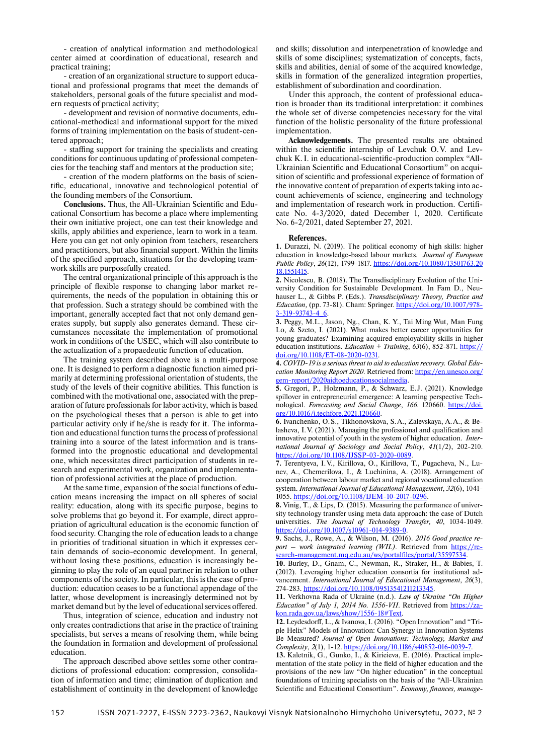- creation of analytical information and methodological center aimed at coordination of educational, research and practical training;

- creation of an organizational structure to support educational and professional programs that meet the demands of stakeholders, personal goals of the future specialist and modern requests of practical activity;

- development and revision of normative documents, educational-methodical and informational support for the mixed forms of training implementation on the basis of student-centered approach;

- staffing support for training the specialists and creating conditions for continuous updating of professional competencies for the teaching staff and mentors at the production site;

- creation of the modern platforms on the basis of scientific, educational, innovative and technological potential of the founding members of the Consortium.

**Conclusions.** Thus, the All-Ukrainian Scientific and Educational Consortium has become a place where implementing their own initiative project, one can test their knowledge and skills, apply abilities and experience, learn to work in a team. Here you can get not only opinion from teachers, researchers and practitioners, but also financial support. Within the limits of the specified approach, situations for the developing teamwork skills are purposefully created.

The central organizational principle of this approach is the principle of flexible response to changing labor market requirements, the needs of the population in obtaining this or that profession. Such a strategy should be combined with the important, generally accepted fact that not only demand generates supply, but supply also generates demand. These circumstances necessitate the implementation of promotional work in conditions of the USEC, which will also contribute to the actualization of a propaedeutic function of education.

The training system described above is a multi-purpose one. It is designed to perform a diagnostic function aimed primarily at determining professional orientation of students, the study of the levels of their cognitive abilities. This function is combined with the motivational one, associated with the preparation of future professionals for labor activity, which is based on the psychological theses that a person is able to get into particular activity only if he/she is ready for it. The information and educational function turns the process of professional training into a source of the latest information and is transformed into the prognostic educational and developmental one, which necessitates direct participation of students in research and experimental work, organization and implementation of professional activities at the place of production.

At the same time, expansion of the social functions of education means increasing the impact on all spheres of social reality: education, along with its specific purpose, begins to solve problems that go beyond it. For example, direct appropriation of agricultural education is the economic function of food security. Changing the role of education leads to a change in priorities of traditional situation in which it expresses certain demands of socio-economic development. In general, without losing these positions, education is increasingly beginning to play the role of an equal partner in relation to other components of the society. In particular, this is the case of production: education ceases to be a functional appendage of the latter, whose development is increasingly determined not by market demand but by the level of educational services offered.

Thus, integration of science, education and industry not only creates contradictions that arise in the practice of training specialists, but serves a means of resolving them, while being the foundation in formation and development of professional education.

The approach described above settles some other contradictions of professional education: compression, consolidation of information and time; elimination of duplication and establishment of continuity in the development of knowledge and skills; dissolution and interpenetration of knowledge and skills of some disciplines; systematization of concepts, facts, skills and abilities, denial of some of the acquired knowledge, skills in formation of the generalized integration properties, establishment of subordination and coordination.

Under this approach, the content of professional education is broader than its traditional interpretation: it combines the whole set of diverse competencies necessary for the vital function of the holistic personality of the future professional implementation.

**Acknowledgements.** The presented results are obtained within the scientific internship of Levchuk O.V. and Levchuk K.I. in educational-scientific-production complex "All-Ukrainian Scientific and Educational Consortium" on acquisition of scientific and professional experience of formation of the innovative content of preparation of experts taking into account achievements of science, engineering and technology and implementation of research work in production. Certificate No. 4-3/2020, dated December 1, 2020. Certificate No. 6-2/2021, dated September 27, 2021.

**References.**

**1.** Durazzi, N. (2019). The political economy of high skills: higher education in knowledge-based labour markets. *Journal of European Public Policy*, *26*(12), 1799-1817. https://doi.org/10.1080/13501763.2018.1551415.

**2.** Nicolescu, B. (2018). The Transdisciplinary Evolution of the University Condition for Sustainable Development. In Fam D., Neuhauser L., & Gibbs P. (Eds.). *Transdisciplinary Theory, Practice and Education,* (pp. 73-81). Cham: Springer. https://doi.org/10.1007/978-3-319-93743-4_6.

**3.** Peggy, M.L., Jason, Ng., Chan, K.Y., Tai Ming Wut, Man Fung Lo, & Szeto, I. (2021). What makes better career opportunities for young graduates? Examining acquired employability skills in higher education institutions. *Education + Training*, *63*(6), 852-871. https://doi.org/10.1108/ET-08-2020-0231.

**4.** *COVID-19 is a serious threat to aid to education recovery. Global Education Monitoring Report 2020*. Retrieved from: https://en.unesco.org/gem-report/2020aidtoeducationsocialmedia.

**5.** Gregori, P., Holzmann, P., & Schwarz, E.J. (2021). Knowledge spillover in entrepreneurial emergence: A learning perspective Technological. *Forecasting and Social Change*, *166*. 120660. https://doi.org/10.1016/j.techfore.2021.120660.

**6.** Ivanchenko, O.S., Tikhonovskova, S.A., Zalevskaya, A.A., & Belasheva, I.V. (2021). Managing the professional and qualification and innovative potential of youth in the system of higher education. *International Journal of Sociology and Social Policy*, *41*(1/2), 202-210. https://doi.org/10.1108/IJSSP-03-2020-0089.

**7.** Terentyeva, I.V., Kirillova, O., Kirillova, T., Pugacheva, N., Lunev, A., Chemerilova, I., & Luchinina, A. (2018). Arrangement of cooperation between labour market and regional vocational education system. *International Journal of Educational Management*, *32*(6), 1041-1055. https://doi.org/10.1108/IJEM-10-2017-0296.

**8.** Vinig, T., & Lips, D. (2015). Measuring the performance of university technology transfer using meta data approach: the case of Dutch universities. *The Journal of Technology Transfer, 40*, 1034-1049. https://doi.org/10.1007/s10961-014-9389-0.

**9.** Sachs, J., Rowe, A., & Wilson, M. (2016). *2016 Good practice report – work integrated learning (WIL)*. Retrieved from https://research-management.mq.edu.au/ws/portalfiles/portal/35597534.

**10.** Burley, D., Gnam, C., Newman, R., Straker, H., & Babies, T. (2012). Leveraging higher education consortia for institutional advancement. *International Journal of Educational Management*, *26*(3), 274-283. https://doi.org/10.1108/09513541211213345.

**11.** Verkhovna Rada of Ukraine (n.d.). *Law of Ukraine "On Higher Education" of July 1, 2014 No. 1556-VII*. Retrieved from https://zakon.rada.gov.ua/laws/show/1556-18#Text.

**12.** Leydesdorff, L., & Ivanova, I. (2016). "Open Innovation" and "Triple Helix" Models of Innovation: Can Synergy in Innovation Systems Be Measured? *Journal of Open Innovations: Technology, Market and Complexity*, *2*(1), 1-12. https://doi.org/10.1186/s40852-016-0039-7.

**13.** Kaletnik, G., Gunko, I., & Kirieieva, E. (2016). Practical implementation of the state policy in the field of higher education and the provisions of the new law "On higher education" in the conceptual foundations of training specialists on the basis of the "All-Ukrainian Scientific and Educational Consortium". *Economy, finances, manage-*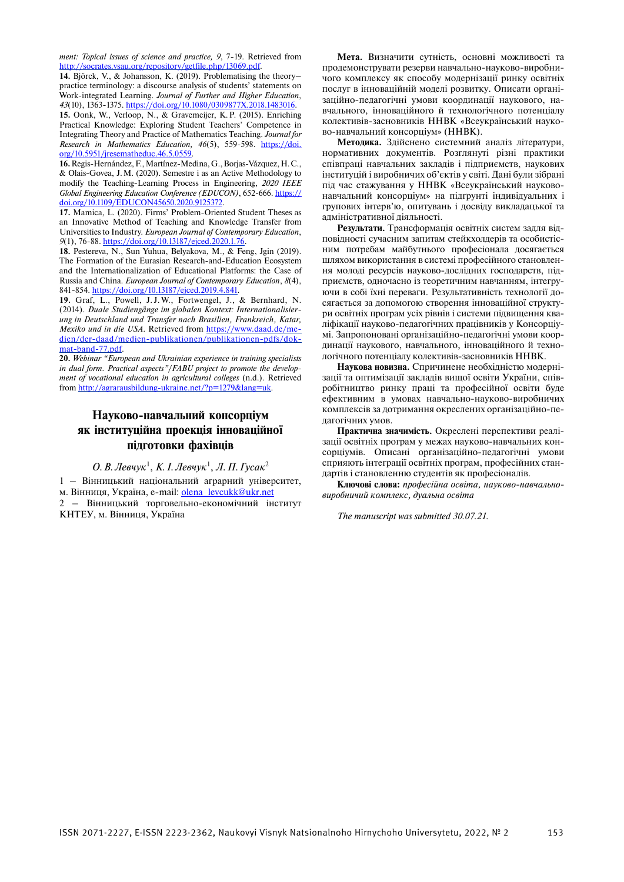*ment: Topical issues of science and practice, 9*, 7-19. Retrieved from http://socrates.vsau.org/repository/getfile.php/13069.pdf.

**14.** Björck, V., & Johansson, K. (2019). Problematising the theory–practice terminology: a discourse analysis of students' statements on Work-integrated Learning. *Journal of Further and Higher Education, 43*(10), 1363-1375. https://doi.org/10.1080/0309877X.2018.1483016.

**15.** Oonk, W., Verloop, N., & Gravemeijer, K. P. (2015). Enriching Practical Knowledge: Exploring Student Teachers' Competence in Integrating Theory and Practice of Mathematics Teaching. *Journal for Research in Mathematics Education, 46*(5), 559-598. https://doi.org/10.5951/jresematheduc.46.5.0559.

**16.** Regis-Hernández, F., Martínez-Medina, G., Borjas-Vázquez, H. C., & Olais-Govea, J. M. (2020). Semestre i as an Active Methodology to modify the Teaching-Learning Process in Engineering, *2020 IEEE Global Engineering Education Conference (EDUCON)*, 652-666. https://doi.org/10.1109/EDUCON45650.2020.9125372.

**17.** Mamica, L. (2020). Firms' Problem-Oriented Student Theses as an Innovative Method of Teaching and Knowledge Transfer from Universities to Industry. *European Journal of Contemporary Education, 9*(1), 76-88. https://doi.org/10.13187/ejced.2020.1.76.

**18.** Pestereva, N., Sun Yuhua, Belyakova, M., & Feng, Jgin (2019). The Formation of the Eurasian Research-and-Education Ecosystem and the Internationalization of Educational Platforms: the Case of Russia and China. *European Journal of Contemporary Education, 8*(4), 841-854. https://doi.org/10.13187/ejced.2019.4.841.

**19.** Graf, L., Powell, J. J. W., Fortwengel, J., & Bernhard, N. (2014). *Duale Studiengänge im globalen Kontext: Internationalisierung in Deutschland und Transfer nach Brasilien, Frankreich, Katar, Mexiko und in die USA*. Retrieved from https://www.daad.de/medien/der-daad/medien-publikationen/publikationen-pdfs/dok-mat-band-77.pdf.

**20.** *Webinar "European and Ukrainian experience in training specialists in dual form. Practical aspects"/FABU project to promote the development of vocational education in agricultural colleges* (n.d.). Retrieved from http://agrarausbildung-ukraine.net/?p=1279&lang=uk.

## Науково-навчальний консорціум як інституційна проекція інноваційної підготовки фахівців

*О. В. Левчук*[1], *К. І. Левчук*[1], *Л. П. Гусак*[2]

1 – Вінницький національний аграрний університет, м. Вінниця, Україна, e-mail: olena_levcukk@ukr.net

2 – Вінницький торговельно-економічний інститут КНТЕУ, м. Вінниця, Україна

**Мета.** Визначити сутність, основні можливості та продемонструвати резерви навчально-науково-виробничого комплексу як способу модернізації ринку освітніх послуг в інноваційній моделі розвитку. Описати організаційно-педагогічні умови координації наукового, навчального, інноваційного й технологічного потенціалу колективів-засновників ННВК «Всеукраїнський науково-навчальний консорціум» (ННВК).

**Методика.** Здійснено системний аналіз літератури, нормативних документів. Розглянуті різні практики співпраці навчальних закладів і підприємств, наукових інституцій і виробничих об'єктів у світі. Дані були зібрані під час стажування у ННВК «Всеукраїнський науково-навчальний консорціум» на підґрунті індивідуальних і групових інтерв'ю, опитувань і досвіду викладацької та адміністративної діяльності.

**Результати.** Трансформація освітніх систем задля відповідності сучасним запитам стейкхолдерів та особистісним потребам майбутнього професіонала досягається шляхом використання в системі професійного становлення молоді ресурсів науково-дослідних господарств, підприємств, одночасно із теоретичним навчанням, інтегруючи в собі їхні переваги. Результативність технології досягається за допомогою створення інноваційної структури освітніх програм усіх рівнів і системи підвищення кваліфікації науково-педагогічних працівників у Консорціумі. Запропоновані організаційно-педагогічні умови координації наукового, навчального, інноваційного й технологічного потенціалу колективів-засновників ННВК.

**Наукова новизна.** Спричинене необхідністю модернізації та оптимізації закладів вищої освіти України, співробітництво ринку праці та професійної освіти буде ефективним в умовах навчально-науково-виробничих комплексів за дотримання окреслених організаційно-педагогічних умов.

**Практична значимість.** Окреслені перспективи реалізації освітніх програм у межах науково-навчальних консорціумів. Описані організаційно-педагогічні умови сприяють інтеграції освітніх програм, професійних стандартів і становленню студентів як професіоналів.

**Ключові слова:** *професійна освіта, науково-навчально-виробничий комплекс, дуальна освіта*

*The manuscript was submitted 30.07.21.*